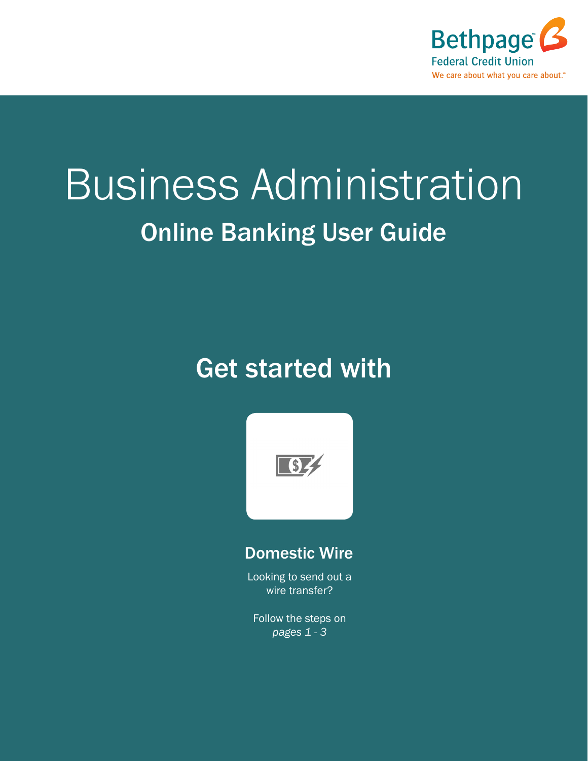Bethpage™ Federal Credit Union

We care about what you care about.™

# Business Administration

## Online Banking User Guide

## Get started with

### Domestic Wire

Looking to send out a wire transfer?

Follow the steps on *pages 1 - 3*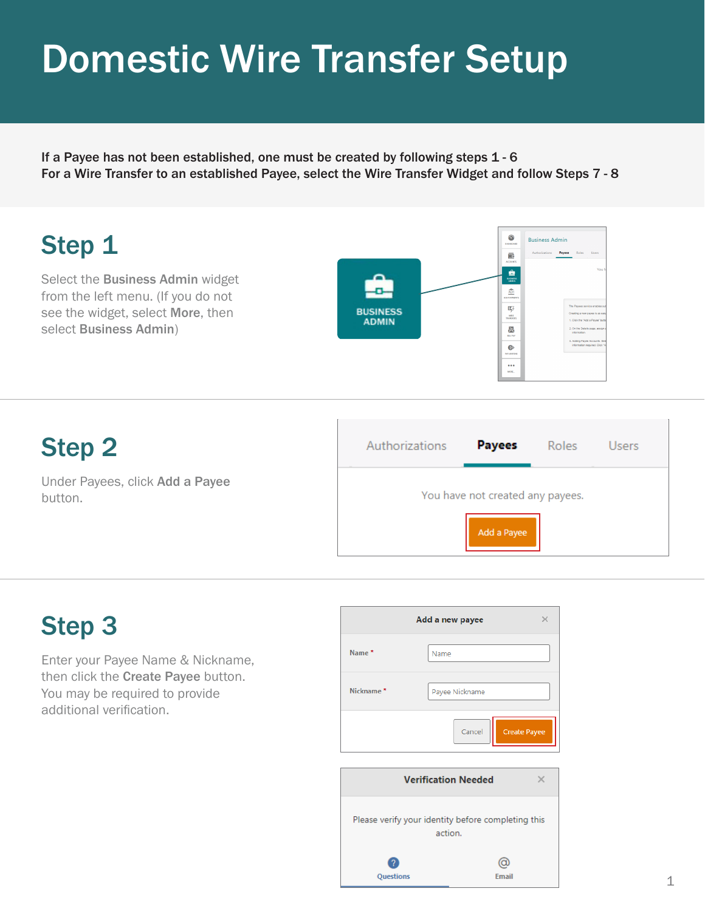# Domestic Wire Transfer Setup

**If a Payee has not been established, one must be created by following steps 1 - 6**
**For a Wire Transfer to an established Payee, select the Wire Transfer Widget and follow Steps 7 - 8**

## Step 1

Select the **Business Admin** widget from the left menu. (If you do not see the widget, select **More**, then select **Business Admin**)

## Step 2

Under Payees, click **Add a Payee** button.

## Step 3

Enter your Payee Name & Nickname, then click the **Create Payee** button. You may be required to provide additional verification.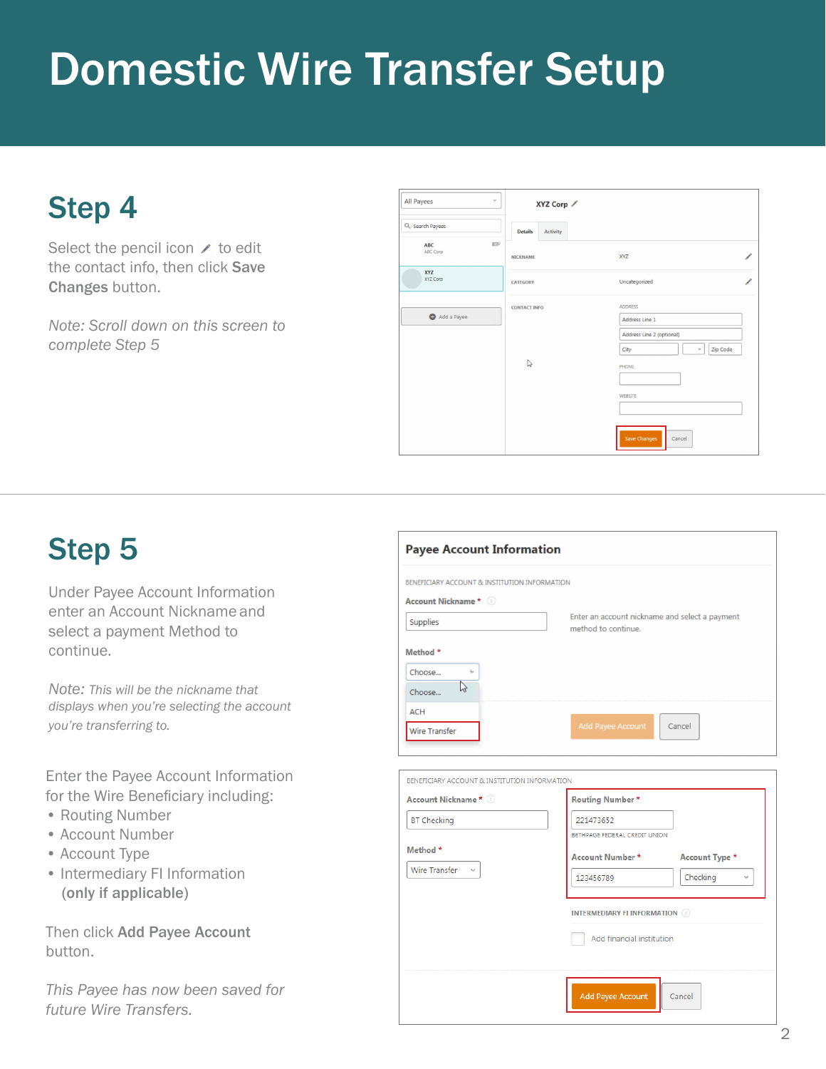# Domestic Wire Transfer Setup

## Step 4

Select the pencil icon to edit the contact info, then click **Save Changes** button.

*Note: Scroll down on this screen to complete Step 5*

## Step 5

Under Payee Account Information enter an Account Nickname and select a payment Method to continue.

*Note: This will be the nickname that displays when you're selecting the account you're transferring to.*

Enter the Payee Account Information for the Wire Beneficiary including:

- Routing Number
- Account Number
- Account Type
- Intermediary FI Information **(only if applicable)**

Then click **Add Payee Account** button.

*This Payee has now been saved for future Wire Transfers.*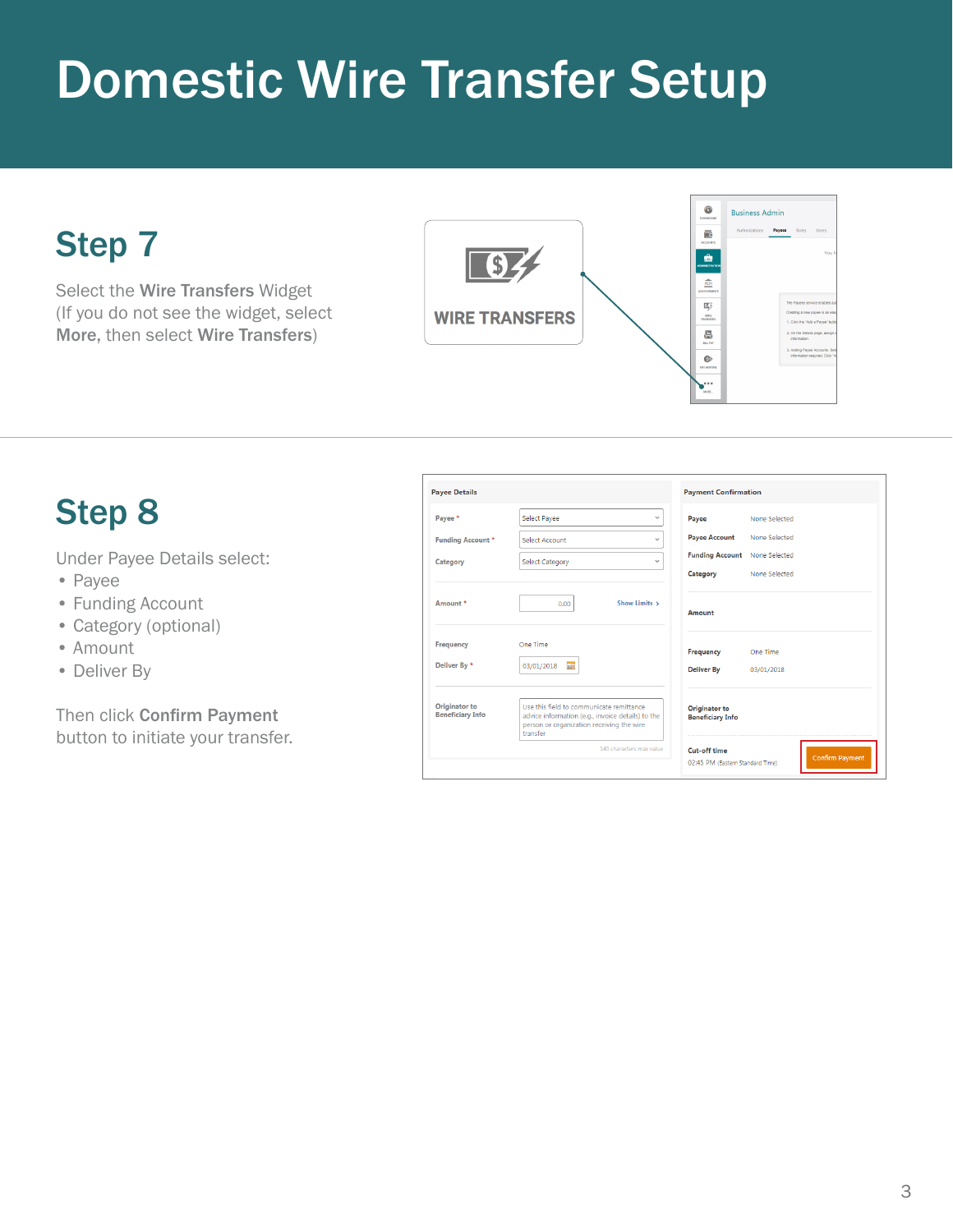# Domestic Wire Transfer Setup

## Step 7

Select the **Wire Transfers** Widget (If you do not see the widget, select **More**, then select **Wire Transfers**)

## Step 8

Under Payee Details select:

- Payee
- Funding Account
- Category (optional)
- Amount
- Deliver By

Then click **Confirm Payment** button to initiate your transfer.